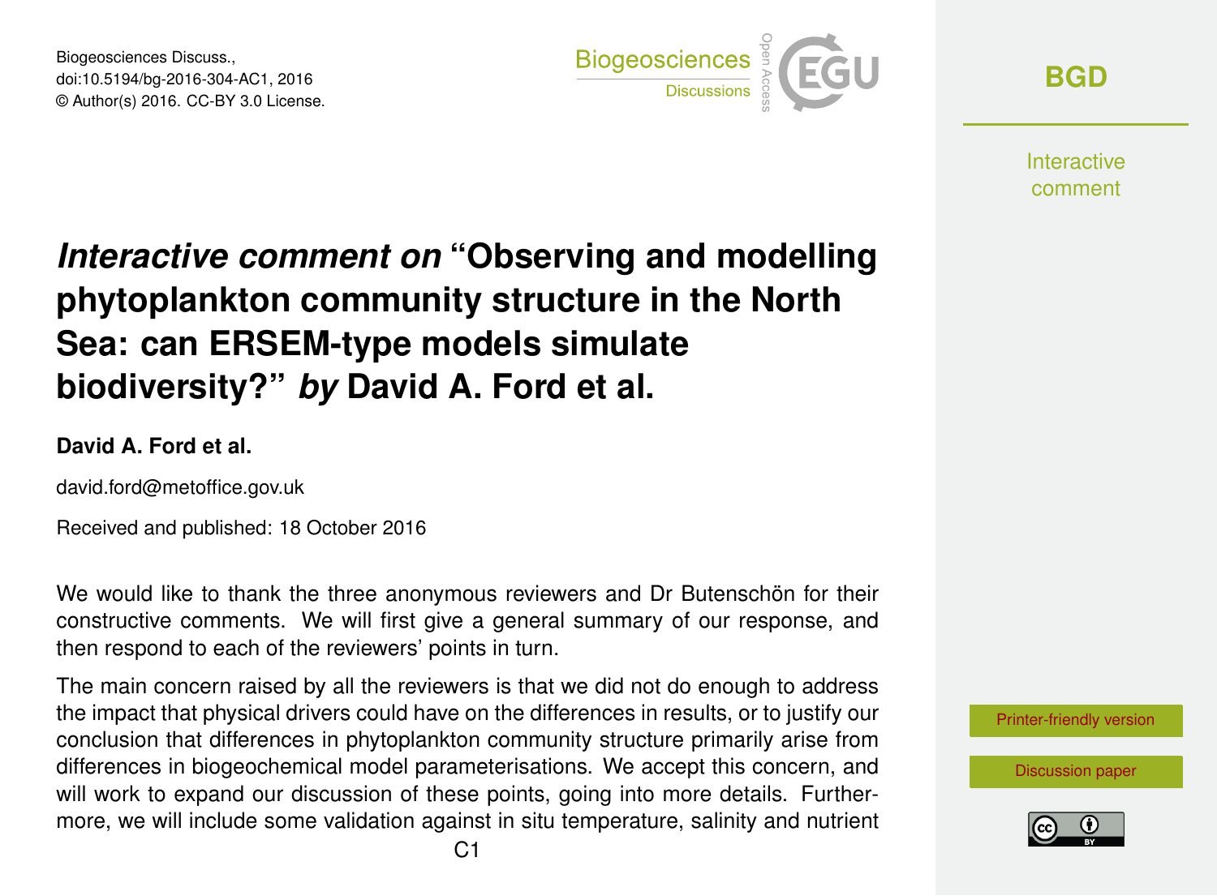# *Interactive comment on* "Observing and modelling phytoplankton community structure in the North Sea: can ERSEM-type models simulate biodiversity?" *by* David A. Ford et al.

**David A. Ford et al.**

david.ford@metoffice.gov.uk

Received and published: 18 October 2016

We would like to thank the three anonymous reviewers and Dr Butenschön for their constructive comments. We will first give a general summary of our response, and then respond to each of the reviewers' points in turn.

The main concern raised by all the reviewers is that we did not do enough to address the impact that physical drivers could have on the differences in results, or to justify our conclusion that differences in phytoplankton community structure primarily arise from differences in biogeochemical model parameterisations. We accept this concern, and will work to expand our discussion of these points, going into more details. Furthermore, we will include some validation against in situ temperature, salinity and nutrient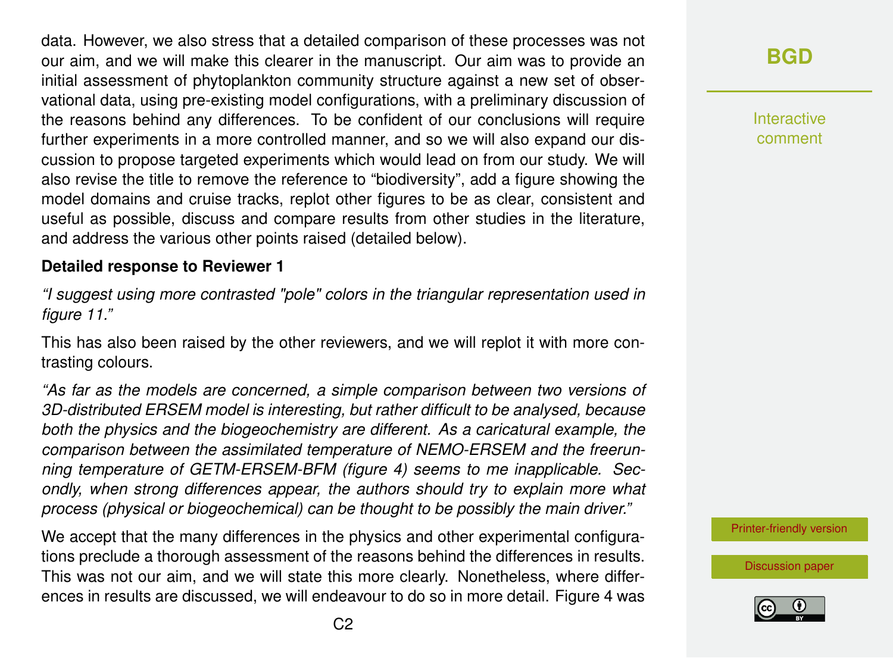data. However, we also stress that a detailed comparison of these processes was not our aim, and we will make this clearer in the manuscript. Our aim was to provide an initial assessment of phytoplankton community structure against a new set of observational data, using pre-existing model configurations, with a preliminary discussion of the reasons behind any differences. To be confident of our conclusions will require further experiments in a more controlled manner, and so we will also expand our discussion to propose targeted experiments which would lead on from our study. We will also revise the title to remove the reference to "biodiversity", add a figure showing the model domains and cruise tracks, replot other figures to be as clear, consistent and useful as possible, discuss and compare results from other studies in the literature, and address the various other points raised (detailed below).

**Detailed response to Reviewer 1**

*"I suggest using more contrasted "pole" colors in the triangular representation used in figure 11."*

This has also been raised by the other reviewers, and we will replot it with more contrasting colours.

*"As far as the models are concerned, a simple comparison between two versions of 3D-distributed ERSEM model is interesting, but rather difficult to be analysed, because both the physics and the biogeochemistry are different. As a caricatural example, the comparison between the assimilated temperature of NEMO-ERSEM and the freerunning temperature of GETM-ERSEM-BFM (figure 4) seems to me inapplicable. Secondly, when strong differences appear, the authors should try to explain more what process (physical or biogeochemical) can be thought to be possibly the main driver."*

We accept that the many differences in the physics and other experimental configurations preclude a thorough assessment of the reasons behind the differences in results. This was not our aim, and we will state this more clearly. Nonetheless, where differences in results are discussed, we will endeavour to do so in more detail. Figure 4 was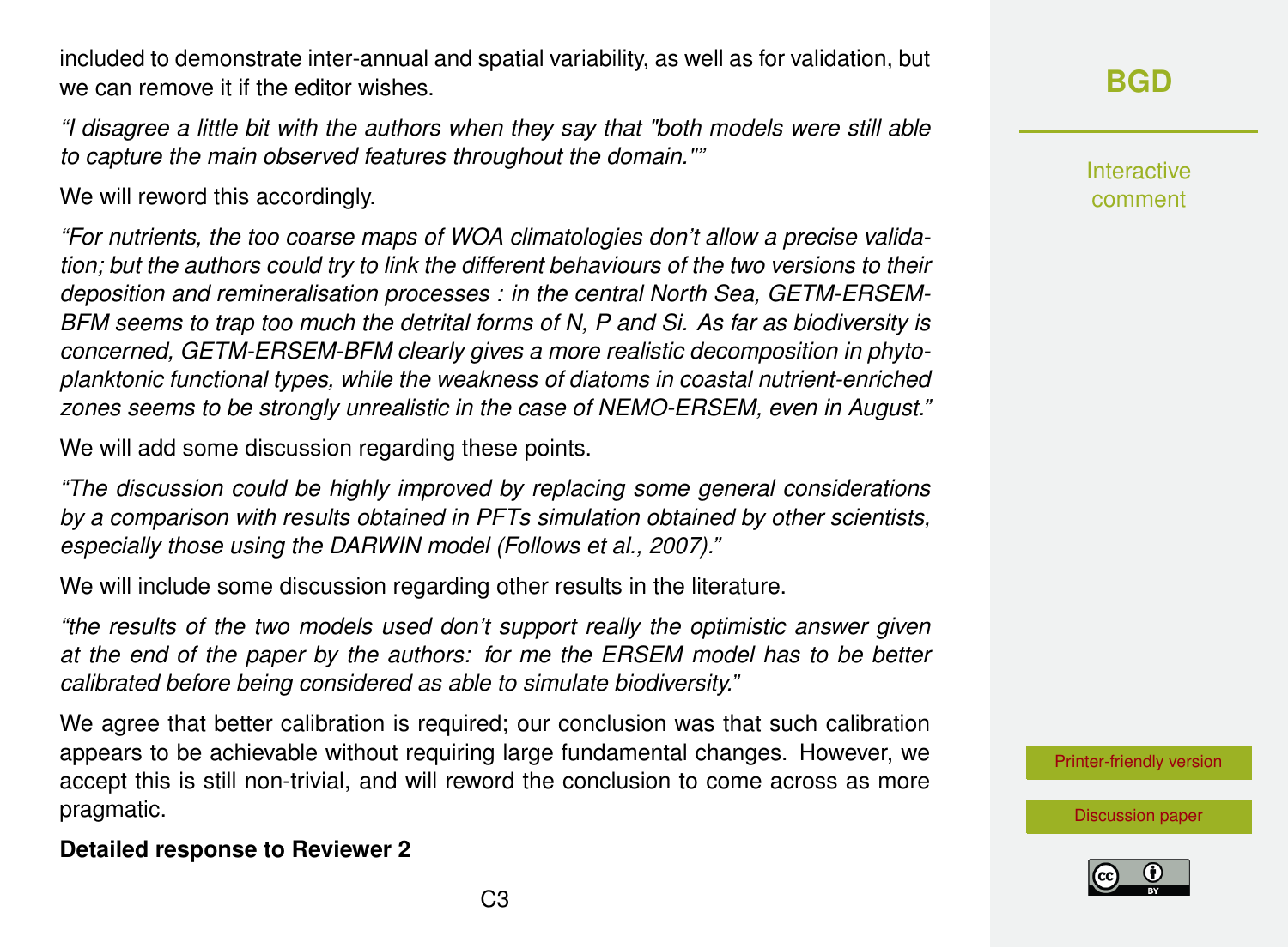included to demonstrate inter-annual and spatial variability, as well as for validation, but we can remove it if the editor wishes.

*"I disagree a little bit with the authors when they say that "both models were still able to capture the main observed features throughout the domain.""*

We will reword this accordingly.

*"For nutrients, the too coarse maps of WOA climatologies don't allow a precise validation; but the authors could try to link the different behaviours of the two versions to their deposition and remineralisation processes : in the central North Sea, GETM-ERSEM-BFM seems to trap too much the detrital forms of N, P and Si. As far as biodiversity is concerned, GETM-ERSEM-BFM clearly gives a more realistic decomposition in phytoplanktonic functional types, while the weakness of diatoms in coastal nutrient-enriched zones seems to be strongly unrealistic in the case of NEMO-ERSEM, even in August."*

We will add some discussion regarding these points.

*"The discussion could be highly improved by replacing some general considerations by a comparison with results obtained in PFTs simulation obtained by other scientists, especially those using the DARWIN model (Follows et al., 2007)."*

We will include some discussion regarding other results in the literature.

*"the results of the two models used don't support really the optimistic answer given at the end of the paper by the authors: for me the ERSEM model has to be better calibrated before being considered as able to simulate biodiversity."*

We agree that better calibration is required; our conclusion was that such calibration appears to be achievable without requiring large fundamental changes. However, we accept this is still non-trivial, and will reword the conclusion to come across as more pragmatic.

**Detailed response to Reviewer 2**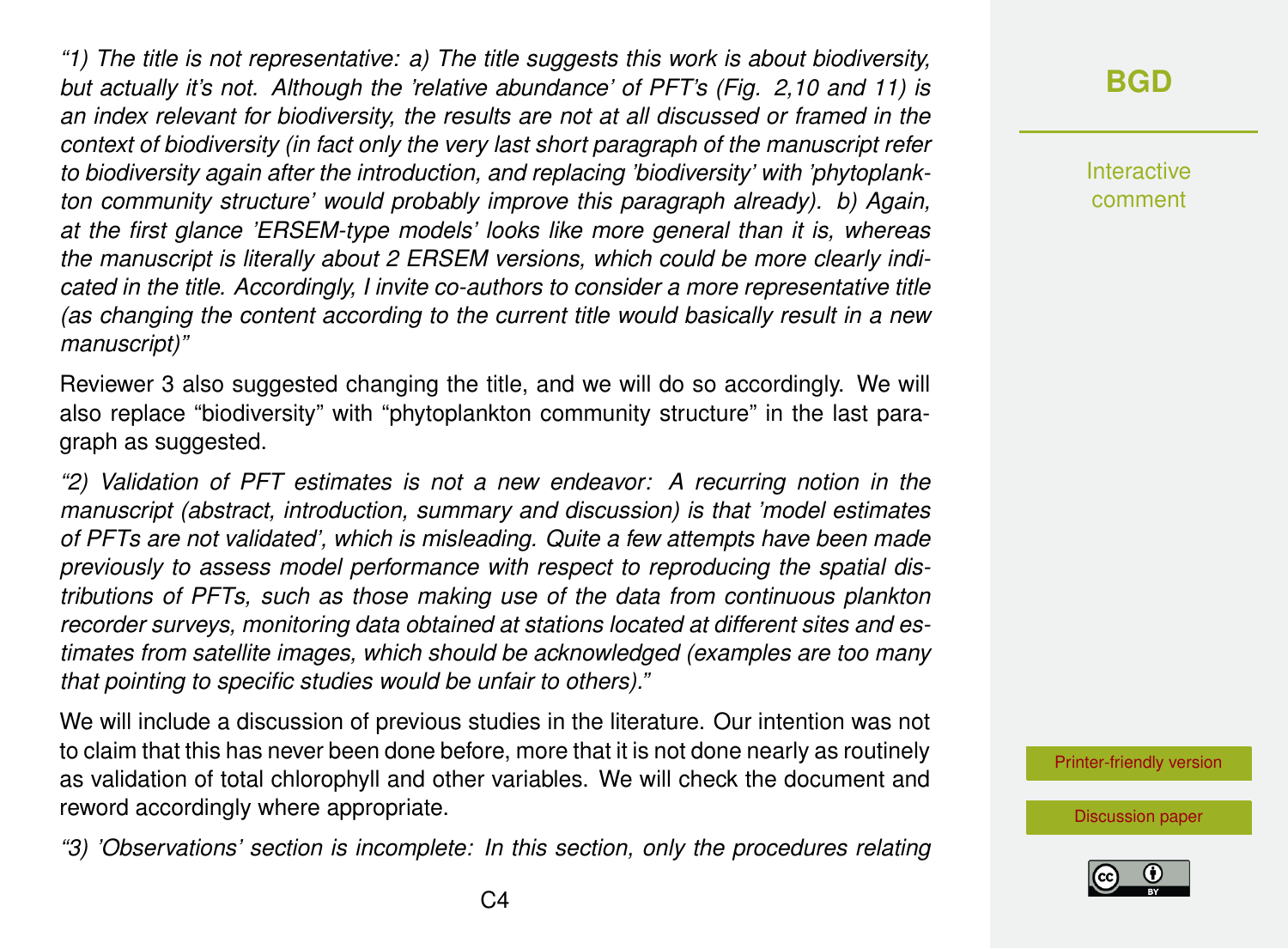*"1) The title is not representative: a) The title suggests this work is about biodiversity, but actually it's not. Although the 'relative abundance' of PFT's (Fig. 2,10 and 11) is an index relevant for biodiversity, the results are not at all discussed or framed in the context of biodiversity (in fact only the very last short paragraph of the manuscript refer to biodiversity again after the introduction, and replacing 'biodiversity' with 'phytoplankton community structure' would probably improve this paragraph already). b) Again, at the first glance 'ERSEM-type models' looks like more general than it is, whereas the manuscript is literally about 2 ERSEM versions, which could be more clearly indicated in the title. Accordingly, I invite co-authors to consider a more representative title (as changing the content according to the current title would basically result in a new manuscript)"*

Reviewer 3 also suggested changing the title, and we will do so accordingly. We will also replace "biodiversity" with "phytoplankton community structure" in the last paragraph as suggested.

*"2) Validation of PFT estimates is not a new endeavor: A recurring notion in the manuscript (abstract, introduction, summary and discussion) is that 'model estimates of PFTs are not validated', which is misleading. Quite a few attempts have been made previously to assess model performance with respect to reproducing the spatial distributions of PFTs, such as those making use of the data from continuous plankton recorder surveys, monitoring data obtained at stations located at different sites and estimates from satellite images, which should be acknowledged (examples are too many that pointing to specific studies would be unfair to others)."*

We will include a discussion of previous studies in the literature. Our intention was not to claim that this has never been done before, more that it is not done nearly as routinely as validation of total chlorophyll and other variables. We will check the document and reword accordingly where appropriate.

*"3) 'Observations' section is incomplete: In this section, only the procedures relating*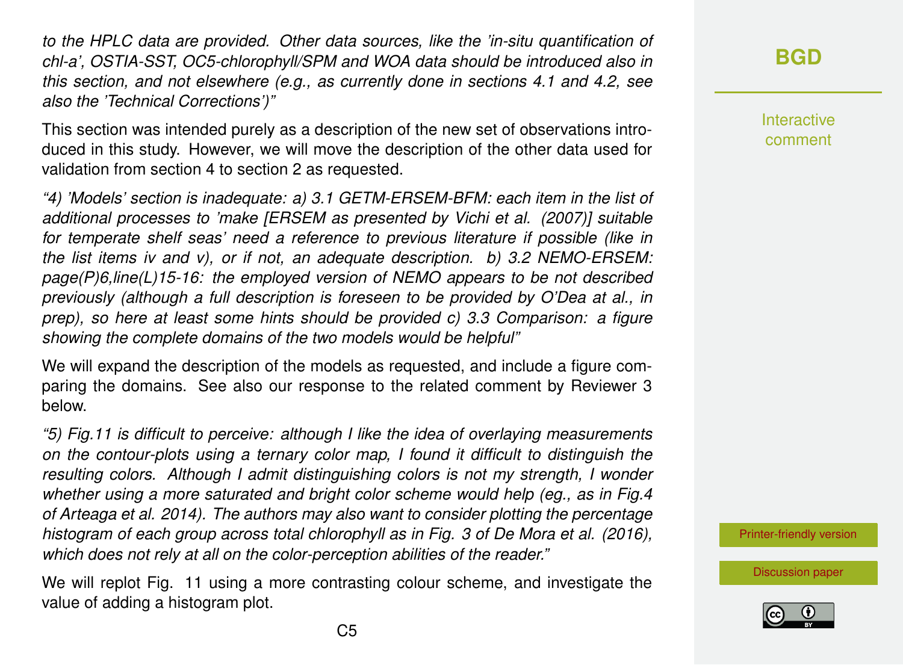*to the HPLC data are provided. Other data sources, like the 'in-situ quantification of chl-a', OSTIA-SST, OC5-chlorophyll/SPM and WOA data should be introduced also in this section, and not elsewhere (e.g., as currently done in sections 4.1 and 4.2, see also the 'Technical Corrections')"*

This section was intended purely as a description of the new set of observations introduced in this study. However, we will move the description of the other data used for validation from section 4 to section 2 as requested.

*"4) 'Models' section is inadequate: a) 3.1 GETM-ERSEM-BFM: each item in the list of additional processes to 'make [ERSEM as presented by Vichi et al. (2007)] suitable for temperate shelf seas' need a reference to previous literature if possible (like in the list items iv and v), or if not, an adequate description. b) 3.2 NEMO-ERSEM: page(P)6,line(L)15-16: the employed version of NEMO appears to be not described previously (although a full description is foreseen to be provided by O'Dea at al., in prep), so here at least some hints should be provided c) 3.3 Comparison: a figure showing the complete domains of the two models would be helpful"*

We will expand the description of the models as requested, and include a figure comparing the domains. See also our response to the related comment by Reviewer 3 below.

*"5) Fig.11 is difficult to perceive: although I like the idea of overlaying measurements on the contour-plots using a ternary color map, I found it difficult to distinguish the resulting colors. Although I admit distinguishing colors is not my strength, I wonder whether using a more saturated and bright color scheme would help (eg., as in Fig.4 of Arteaga et al. 2014). The authors may also want to consider plotting the percentage histogram of each group across total chlorophyll as in Fig. 3 of De Mora et al. (2016), which does not rely at all on the color-perception abilities of the reader."*

We will replot Fig. 11 using a more contrasting colour scheme, and investigate the value of adding a histogram plot.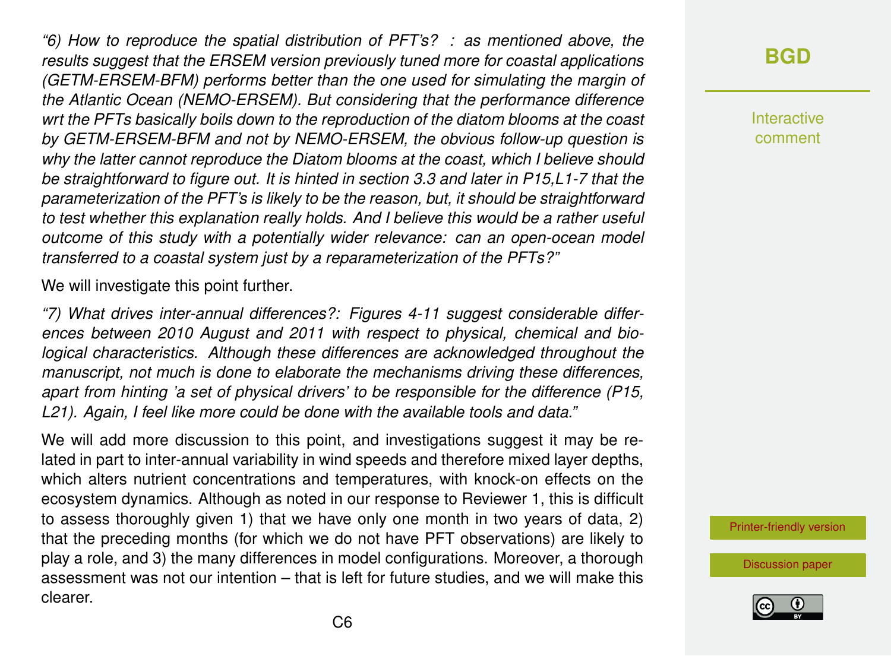*"6) How to reproduce the spatial distribution of PFT's? : as mentioned above, the results suggest that the ERSEM version previously tuned more for coastal applications (GETM-ERSEM-BFM) performs better than the one used for simulating the margin of the Atlantic Ocean (NEMO-ERSEM). But considering that the performance difference wrt the PFTs basically boils down to the reproduction of the diatom blooms at the coast by GETM-ERSEM-BFM and not by NEMO-ERSEM, the obvious follow-up question is why the latter cannot reproduce the Diatom blooms at the coast, which I believe should be straightforward to figure out. It is hinted in section 3.3 and later in P15,L1-7 that the parameterization of the PFT's is likely to be the reason, but, it should be straightforward to test whether this explanation really holds. And I believe this would be a rather useful outcome of this study with a potentially wider relevance: can an open-ocean model transferred to a coastal system just by a reparameterization of the PFTs?"*

We will investigate this point further.

*"7) What drives inter-annual differences?: Figures 4-11 suggest considerable differences between 2010 August and 2011 with respect to physical, chemical and biological characteristics. Although these differences are acknowledged throughout the manuscript, not much is done to elaborate the mechanisms driving these differences, apart from hinting 'a set of physical drivers' to be responsible for the difference (P15, L21). Again, I feel like more could be done with the available tools and data."*

We will add more discussion to this point, and investigations suggest it may be related in part to inter-annual variability in wind speeds and therefore mixed layer depths, which alters nutrient concentrations and temperatures, with knock-on effects on the ecosystem dynamics. Although as noted in our response to Reviewer 1, this is difficult to assess thoroughly given 1) that we have only one month in two years of data, 2) that the preceding months (for which we do not have PFT observations) are likely to play a role, and 3) the many differences in model configurations. Moreover, a thorough assessment was not our intention – that is left for future studies, and we will make this clearer.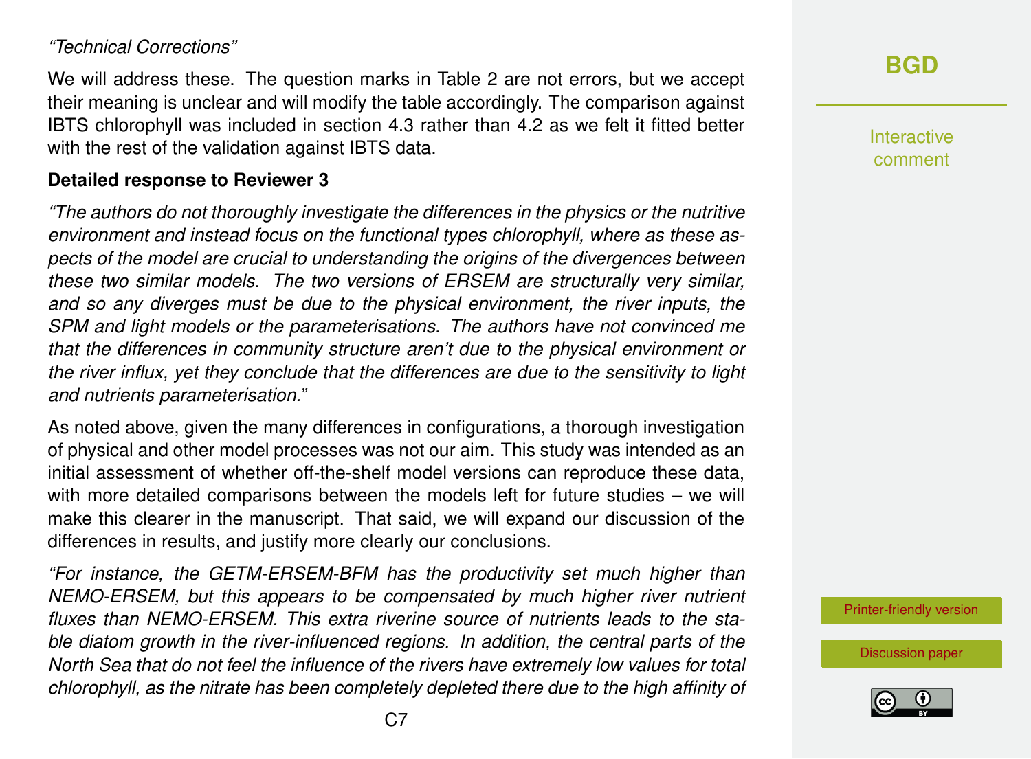*"Technical Corrections"*

We will address these. The question marks in Table 2 are not errors, but we accept their meaning is unclear and will modify the table accordingly. The comparison against IBTS chlorophyll was included in section 4.3 rather than 4.2 as we felt it fitted better with the rest of the validation against IBTS data.

**Detailed response to Reviewer 3**

*"The authors do not thoroughly investigate the differences in the physics or the nutritive environment and instead focus on the functional types chlorophyll, where as these aspects of the model are crucial to understanding the origins of the divergences between these two similar models. The two versions of ERSEM are structurally very similar, and so any diverges must be due to the physical environment, the river inputs, the SPM and light models or the parameterisations. The authors have not convinced me that the differences in community structure aren't due to the physical environment or the river influx, yet they conclude that the differences are due to the sensitivity to light and nutrients parameterisation."*

As noted above, given the many differences in configurations, a thorough investigation of physical and other model processes was not our aim. This study was intended as an initial assessment of whether off-the-shelf model versions can reproduce these data, with more detailed comparisons between the models left for future studies – we will make this clearer in the manuscript. That said, we will expand our discussion of the differences in results, and justify more clearly our conclusions.

*"For instance, the GETM-ERSEM-BFM has the productivity set much higher than NEMO-ERSEM, but this appears to be compensated by much higher river nutrient fluxes than NEMO-ERSEM. This extra riverine source of nutrients leads to the stable diatom growth in the river-influenced regions. In addition, the central parts of the North Sea that do not feel the influence of the rivers have extremely low values for total chlorophyll, as the nitrate has been completely depleted there due to the high affinity of*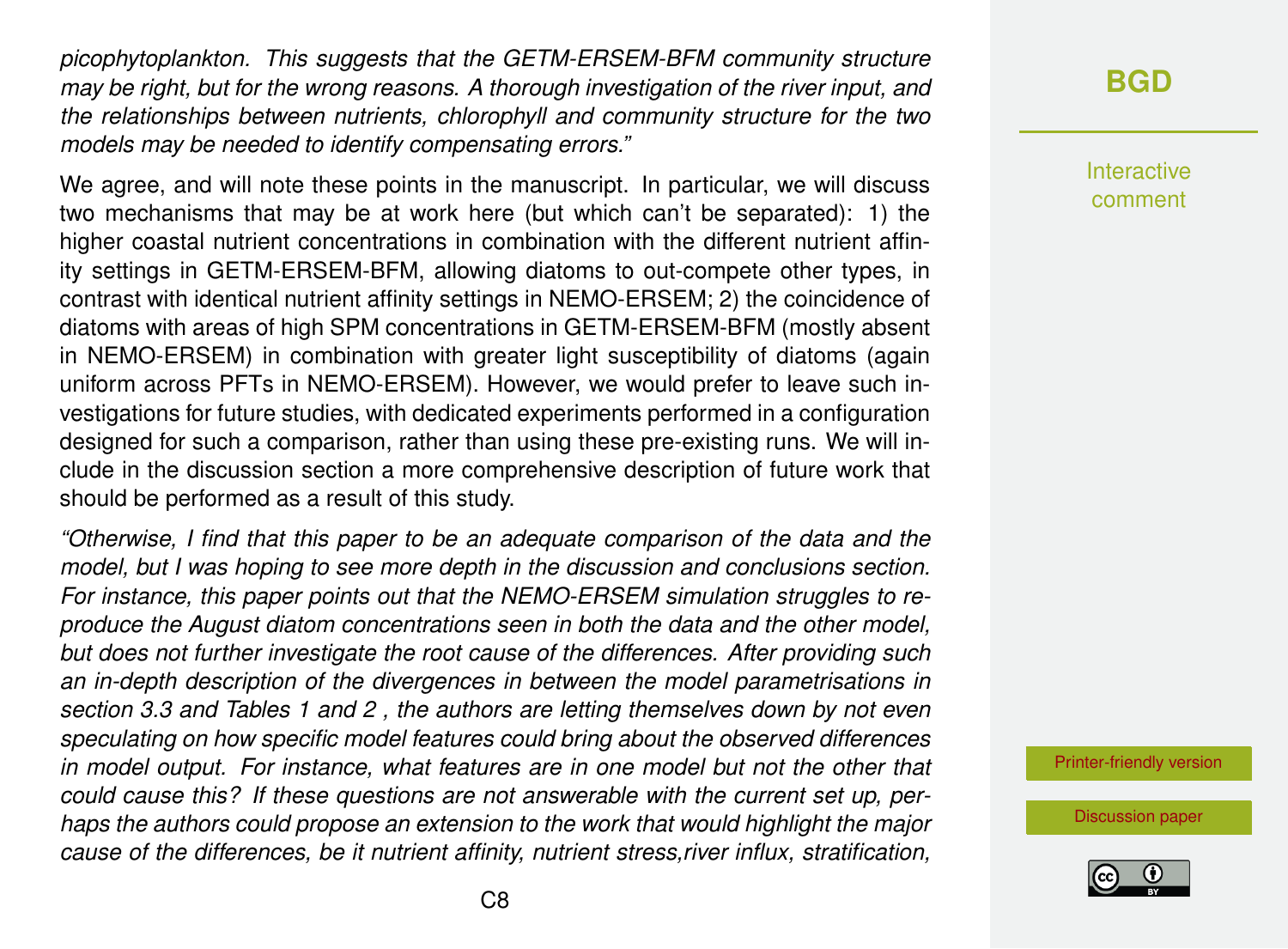*picophytoplankton. This suggests that the GETM-ERSEM-BFM community structure may be right, but for the wrong reasons. A thorough investigation of the river input, and the relationships between nutrients, chlorophyll and community structure for the two models may be needed to identify compensating errors."*

We agree, and will note these points in the manuscript. In particular, we will discuss two mechanisms that may be at work here (but which can't be separated): 1) the higher coastal nutrient concentrations in combination with the different nutrient affinity settings in GETM-ERSEM-BFM, allowing diatoms to out-compete other types, in contrast with identical nutrient affinity settings in NEMO-ERSEM; 2) the coincidence of diatoms with areas of high SPM concentrations in GETM-ERSEM-BFM (mostly absent in NEMO-ERSEM) in combination with greater light susceptibility of diatoms (again uniform across PFTs in NEMO-ERSEM). However, we would prefer to leave such investigations for future studies, with dedicated experiments performed in a configuration designed for such a comparison, rather than using these pre-existing runs. We will include in the discussion section a more comprehensive description of future work that should be performed as a result of this study.

*"Otherwise, I find that this paper to be an adequate comparison of the data and the model, but I was hoping to see more depth in the discussion and conclusions section. For instance, this paper points out that the NEMO-ERSEM simulation struggles to reproduce the August diatom concentrations seen in both the data and the other model, but does not further investigate the root cause of the differences. After providing such an in-depth description of the divergences in between the model parametrisations in section 3.3 and Tables 1 and 2 , the authors are letting themselves down by not even speculating on how specific model features could bring about the observed differences in model output. For instance, what features are in one model but not the other that could cause this? If these questions are not answerable with the current set up, perhaps the authors could propose an extension to the work that would highlight the major cause of the differences, be it nutrient affinity, nutrient stress,river influx, stratification,*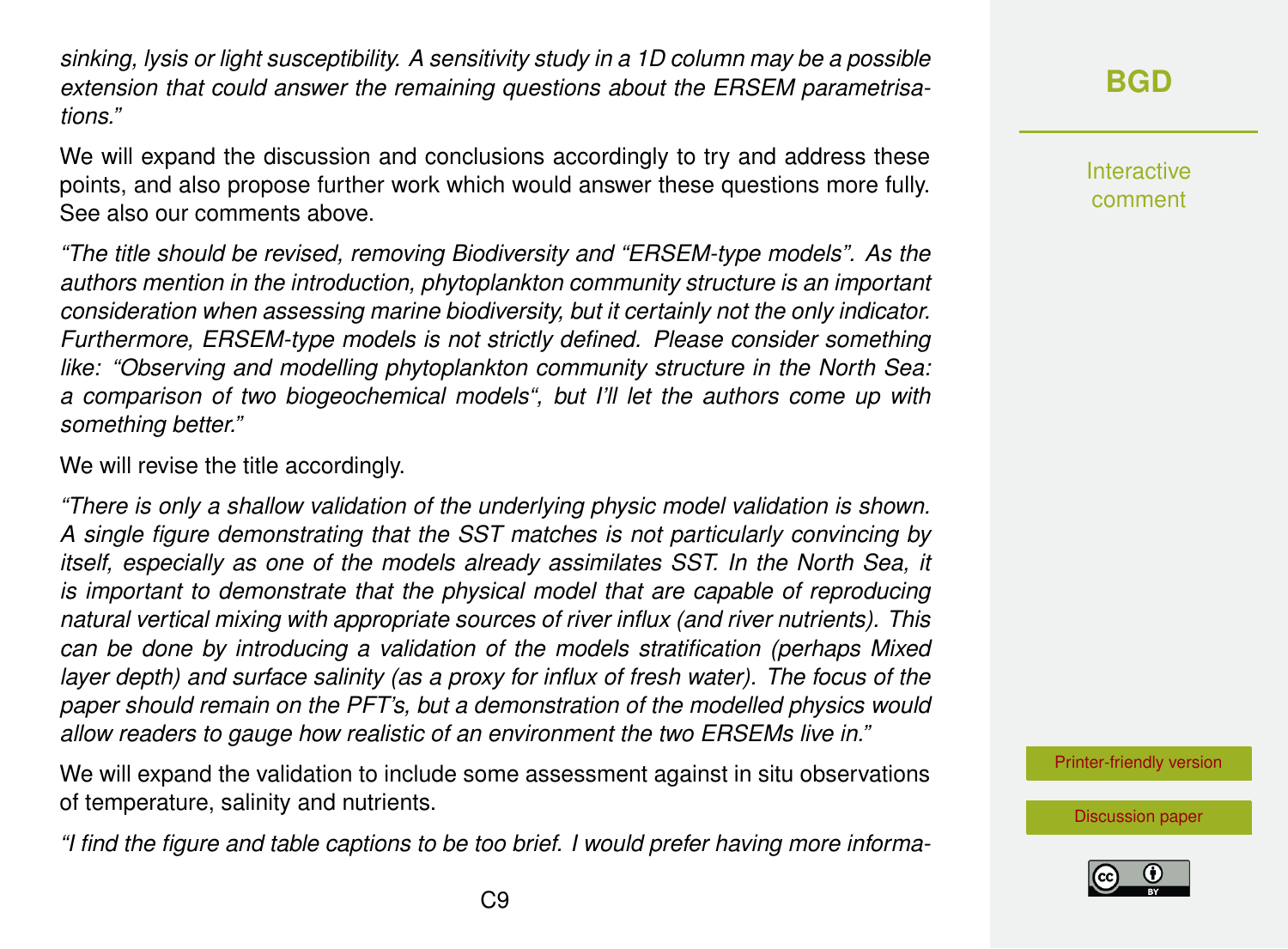*sinking, lysis or light susceptibility. A sensitivity study in a 1D column may be a possible extension that could answer the remaining questions about the ERSEM parametrisations."*

We will expand the discussion and conclusions accordingly to try and address these points, and also propose further work which would answer these questions more fully. See also our comments above.

*"The title should be revised, removing Biodiversity and "ERSEM-type models". As the authors mention in the introduction, phytoplankton community structure is an important consideration when assessing marine biodiversity, but it certainly not the only indicator. Furthermore, ERSEM-type models is not strictly defined. Please consider something like: "Observing and modelling phytoplankton community structure in the North Sea: a comparison of two biogeochemical models", but I'll let the authors come up with something better."*

We will revise the title accordingly.

*"There is only a shallow validation of the underlying physic model validation is shown. A single figure demonstrating that the SST matches is not particularly convincing by itself, especially as one of the models already assimilates SST. In the North Sea, it is important to demonstrate that the physical model that are capable of reproducing natural vertical mixing with appropriate sources of river influx (and river nutrients). This can be done by introducing a validation of the models stratification (perhaps Mixed layer depth) and surface salinity (as a proxy for influx of fresh water). The focus of the paper should remain on the PFT's, but a demonstration of the modelled physics would allow readers to gauge how realistic of an environment the two ERSEMs live in."*

We will expand the validation to include some assessment against in situ observations of temperature, salinity and nutrients.

*"I find the figure and table captions to be too brief. I would prefer having more informa-*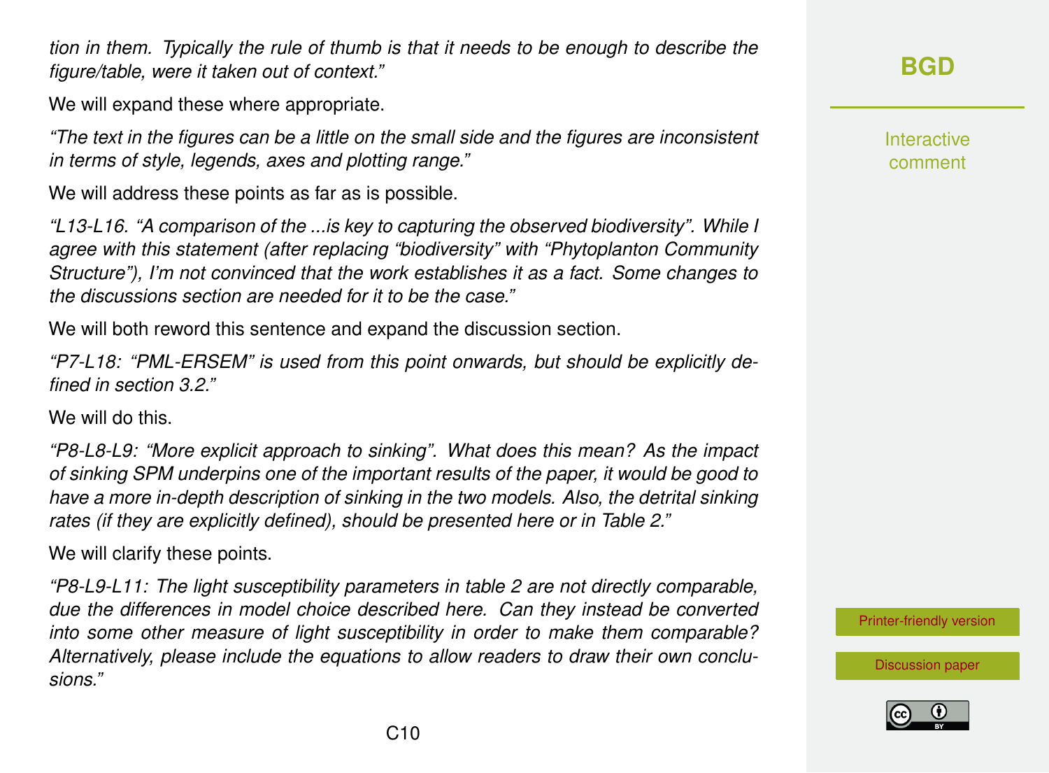*tion in them. Typically the rule of thumb is that it needs to be enough to describe the figure/table, were it taken out of context."*

We will expand these where appropriate.

*"The text in the figures can be a little on the small side and the figures are inconsistent in terms of style, legends, axes and plotting range."*

We will address these points as far as is possible.

*"L13-L16. "A comparison of the ...is key to capturing the observed biodiversity". While I agree with this statement (after replacing "biodiversity" with "Phytoplanton Community Structure"), I'm not convinced that the work establishes it as a fact. Some changes to the discussions section are needed for it to be the case."*

We will both reword this sentence and expand the discussion section.

*"P7-L18: "PML-ERSEM" is used from this point onwards, but should be explicitly defined in section 3.2."*

We will do this.

*"P8-L8-L9: "More explicit approach to sinking". What does this mean? As the impact of sinking SPM underpins one of the important results of the paper, it would be good to have a more in-depth description of sinking in the two models. Also, the detrital sinking rates (if they are explicitly defined), should be presented here or in Table 2."*

We will clarify these points.

*"P8-L9-L11: The light susceptibility parameters in table 2 are not directly comparable, due the differences in model choice described here. Can they instead be converted into some other measure of light susceptibility in order to make them comparable? Alternatively, please include the equations to allow readers to draw their own conclusions."*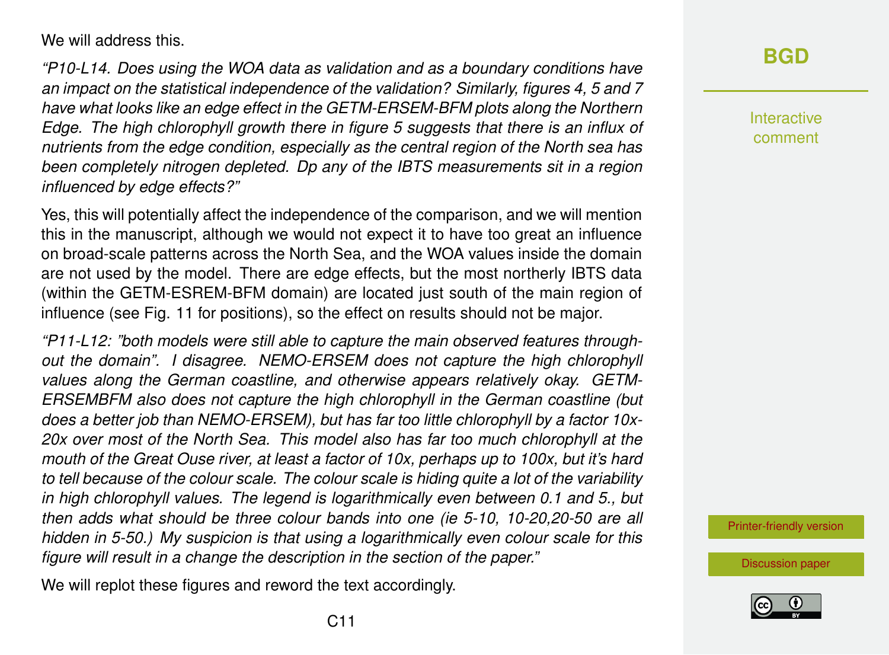We will address this.

*"P10-L14. Does using the WOA data as validation and as a boundary conditions have an impact on the statistical independence of the validation? Similarly, figures 4, 5 and 7 have what looks like an edge effect in the GETM-ERSEM-BFM plots along the Northern Edge. The high chlorophyll growth there in figure 5 suggests that there is an influx of nutrients from the edge condition, especially as the central region of the North sea has been completely nitrogen depleted. Dp any of the IBTS measurements sit in a region influenced by edge effects?"*

Yes, this will potentially affect the independence of the comparison, and we will mention this in the manuscript, although we would not expect it to have too great an influence on broad-scale patterns across the North Sea, and the WOA values inside the domain are not used by the model. There are edge effects, but the most northerly IBTS data (within the GETM-ESREM-BFM domain) are located just south of the main region of influence (see Fig. 11 for positions), so the effect on results should not be major.

*"P11-L12: "both models were still able to capture the main observed features throughout the domain". I disagree. NEMO-ERSEM does not capture the high chlorophyll values along the German coastline, and otherwise appears relatively okay. GETM-ERSEMBFM also does not capture the high chlorophyll in the German coastline (but does a better job than NEMO-ERSEM), but has far too little chlorophyll by a factor 10x-20x over most of the North Sea. This model also has far too much chlorophyll at the mouth of the Great Ouse river, at least a factor of 10x, perhaps up to 100x, but it's hard to tell because of the colour scale. The colour scale is hiding quite a lot of the variability in high chlorophyll values. The legend is logarithmically even between 0.1 and 5., but then adds what should be three colour bands into one (ie 5-10, 10-20,20-50 are all hidden in 5-50.) My suspicion is that using a logarithmically even colour scale for this figure will result in a change the description in the section of the paper."*

We will replot these figures and reword the text accordingly.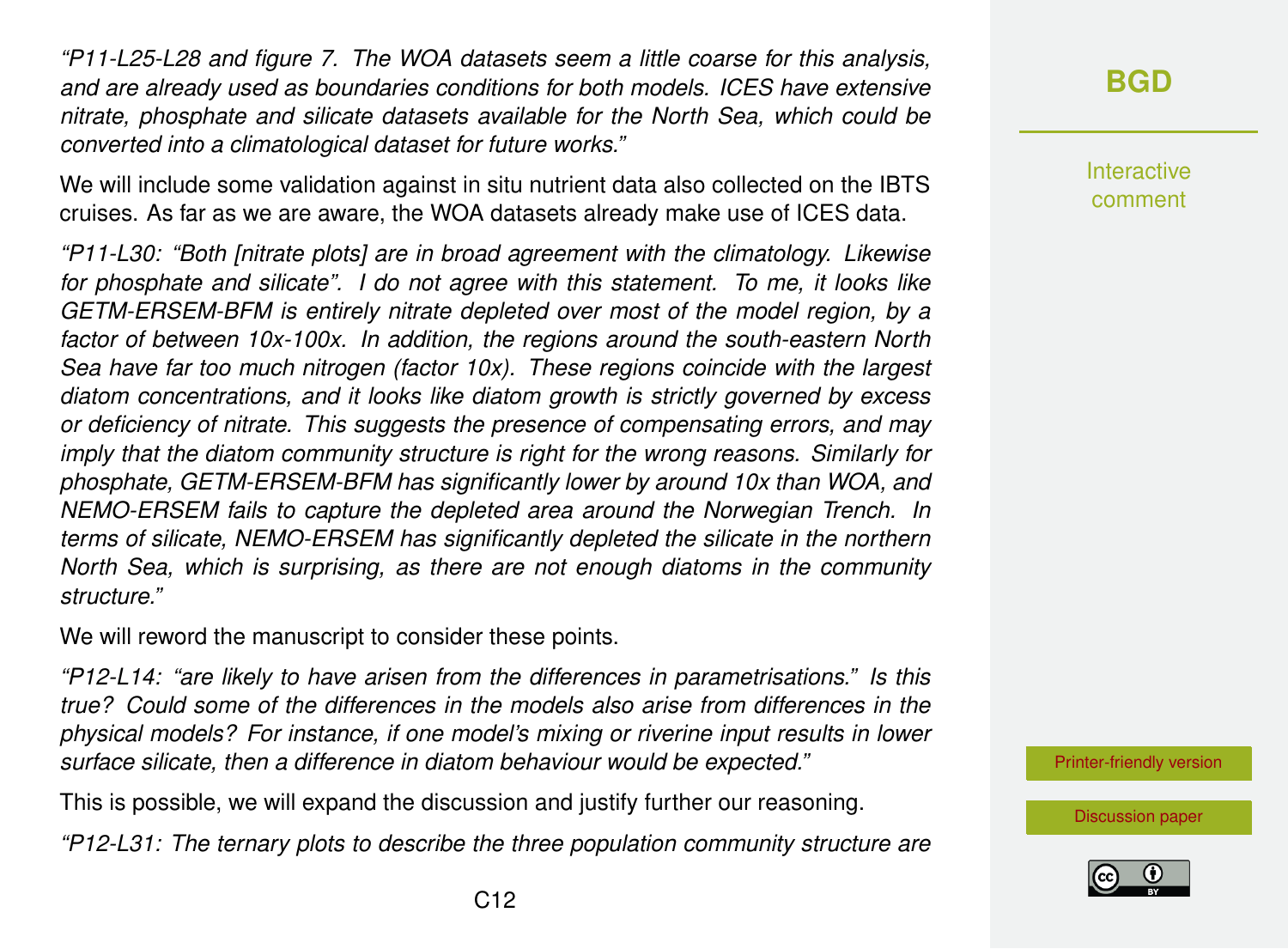*"P11-L25-L28 and figure 7. The WOA datasets seem a little coarse for this analysis, and are already used as boundaries conditions for both models. ICES have extensive nitrate, phosphate and silicate datasets available for the North Sea, which could be converted into a climatological dataset for future works."*

We will include some validation against in situ nutrient data also collected on the IBTS cruises. As far as we are aware, the WOA datasets already make use of ICES data.

*"P11-L30: "Both [nitrate plots] are in broad agreement with the climatology. Likewise for phosphate and silicate". I do not agree with this statement. To me, it looks like GETM-ERSEM-BFM is entirely nitrate depleted over most of the model region, by a factor of between 10x-100x. In addition, the regions around the south-eastern North Sea have far too much nitrogen (factor 10x). These regions coincide with the largest diatom concentrations, and it looks like diatom growth is strictly governed by excess or deficiency of nitrate. This suggests the presence of compensating errors, and may imply that the diatom community structure is right for the wrong reasons. Similarly for phosphate, GETM-ERSEM-BFM has significantly lower by around 10x than WOA, and NEMO-ERSEM fails to capture the depleted area around the Norwegian Trench. In terms of silicate, NEMO-ERSEM has significantly depleted the silicate in the northern North Sea, which is surprising, as there are not enough diatoms in the community structure."*

We will reword the manuscript to consider these points.

*"P12-L14: "are likely to have arisen from the differences in parametrisations." Is this true? Could some of the differences in the models also arise from differences in the physical models? For instance, if one model's mixing or riverine input results in lower surface silicate, then a difference in diatom behaviour would be expected."*

This is possible, we will expand the discussion and justify further our reasoning.

*"P12-L31: The ternary plots to describe the three population community structure are*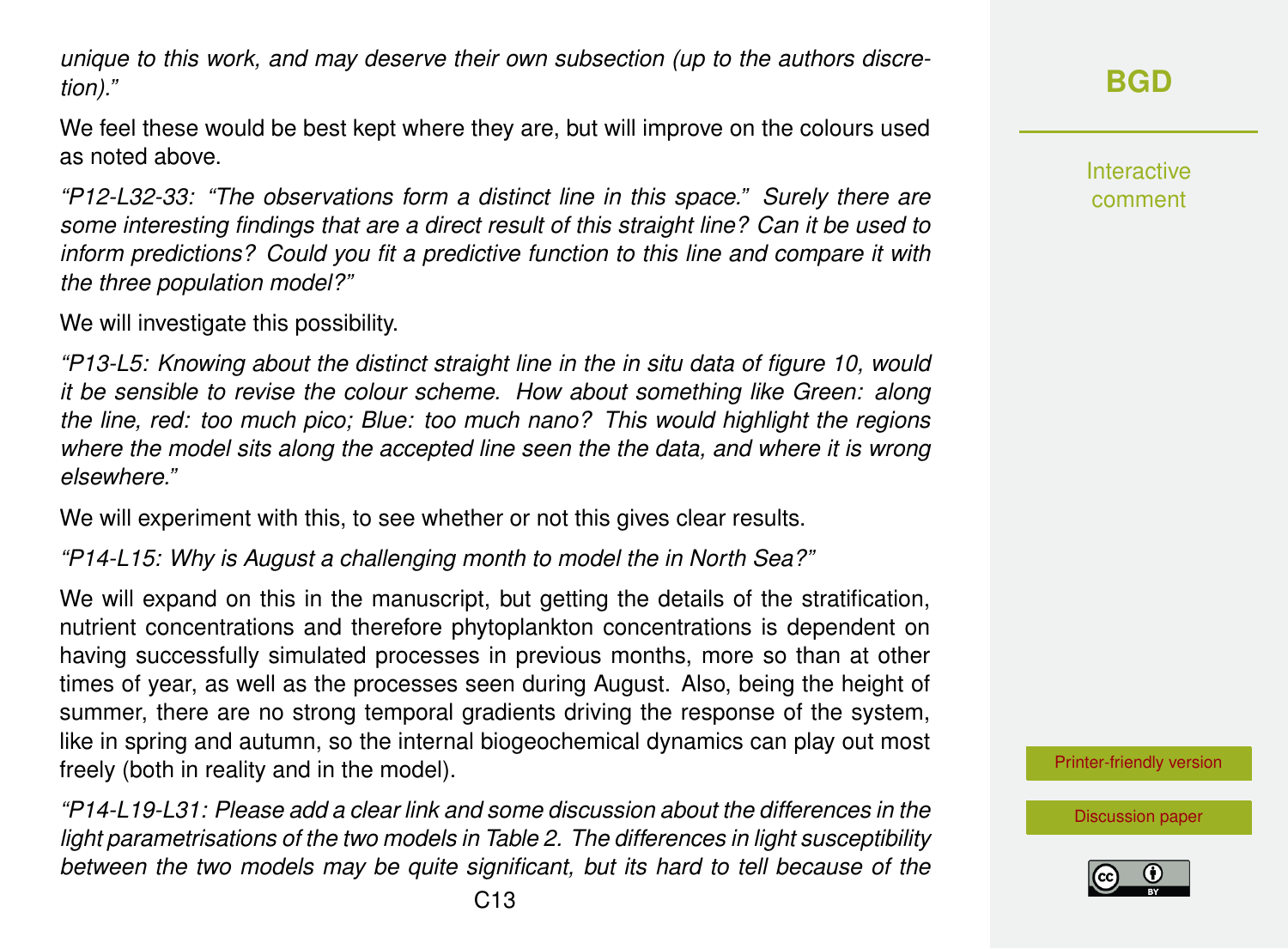*unique to this work, and may deserve their own subsection (up to the authors discretion)."*

We feel these would be best kept where they are, but will improve on the colours used as noted above.

*"P12-L32-33: "The observations form a distinct line in this space." Surely there are some interesting findings that are a direct result of this straight line? Can it be used to inform predictions? Could you fit a predictive function to this line and compare it with the three population model?"*

We will investigate this possibility.

*"P13-L5: Knowing about the distinct straight line in the in situ data of figure 10, would it be sensible to revise the colour scheme. How about something like Green: along the line, red: too much pico; Blue: too much nano? This would highlight the regions where the model sits along the accepted line seen the the data, and where it is wrong elsewhere."*

We will experiment with this, to see whether or not this gives clear results.

*"P14-L15: Why is August a challenging month to model the in North Sea?"*

We will expand on this in the manuscript, but getting the details of the stratification, nutrient concentrations and therefore phytoplankton concentrations is dependent on having successfully simulated processes in previous months, more so than at other times of year, as well as the processes seen during August. Also, being the height of summer, there are no strong temporal gradients driving the response of the system, like in spring and autumn, so the internal biogeochemical dynamics can play out most freely (both in reality and in the model).

*"P14-L19-L31: Please add a clear link and some discussion about the differences in the light parametrisations of the two models in Table 2. The differences in light susceptibility between the two models may be quite significant, but its hard to tell because of the*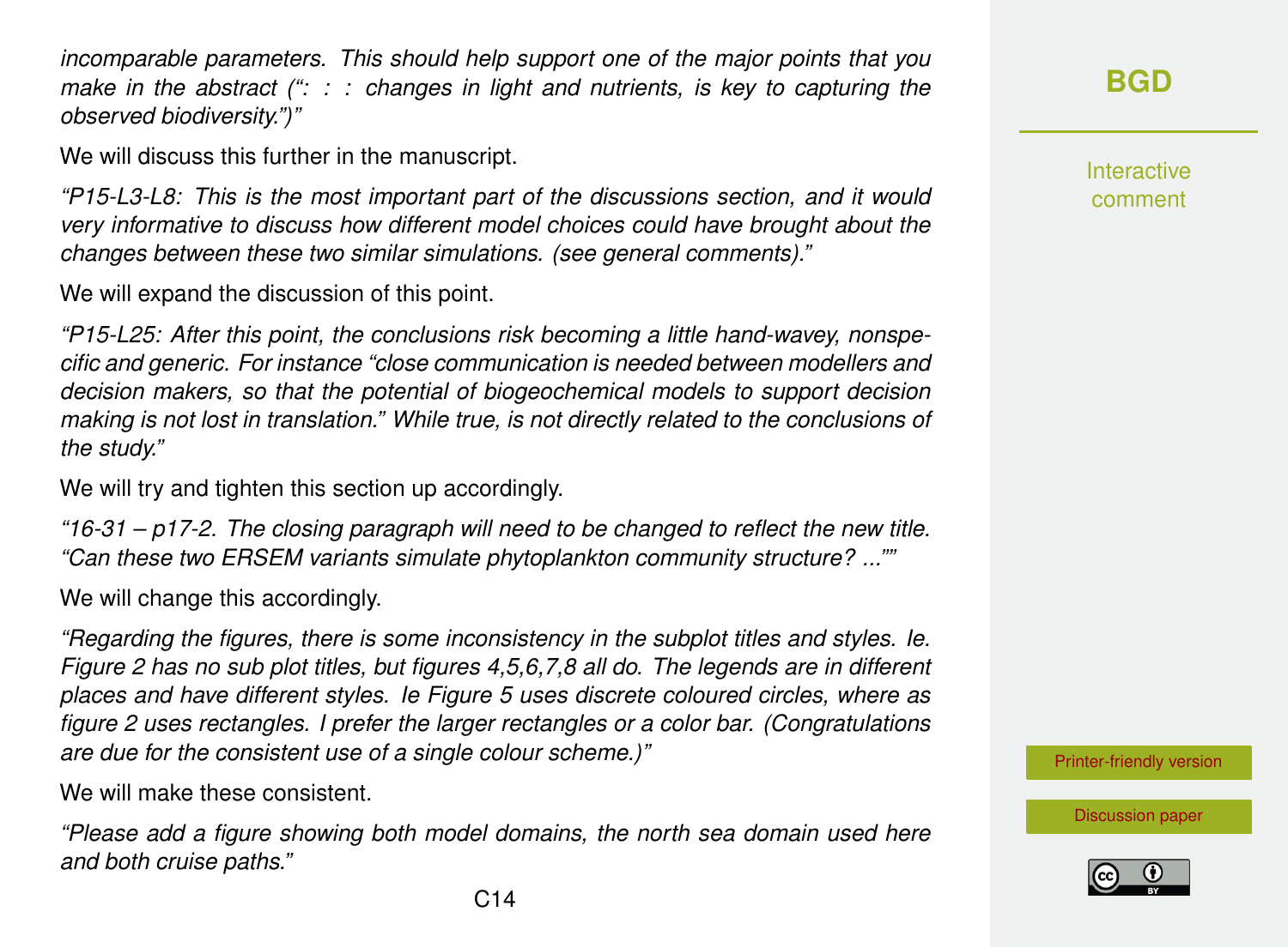*incomparable parameters. This should help support one of the major points that you make in the abstract (": : : changes in light and nutrients, is key to capturing the observed biodiversity.")"*

We will discuss this further in the manuscript.

*"P15-L3-L8: This is the most important part of the discussions section, and it would very informative to discuss how different model choices could have brought about the changes between these two similar simulations. (see general comments)."*

We will expand the discussion of this point.

*"P15-L25: After this point, the conclusions risk becoming a little hand-wavey, nonspecific and generic. For instance "close communication is needed between modellers and decision makers, so that the potential of biogeochemical models to support decision making is not lost in translation." While true, is not directly related to the conclusions of the study."*

We will try and tighten this section up accordingly.

*"16-31 – p17-2. The closing paragraph will need to be changed to reflect the new title. "Can these two ERSEM variants simulate phytoplankton community structure? ..."""*

We will change this accordingly.

*"Regarding the figures, there is some inconsistency in the subplot titles and styles. Ie. Figure 2 has no sub plot titles, but figures 4,5,6,7,8 all do. The legends are in different places and have different styles. Ie Figure 5 uses discrete coloured circles, where as figure 2 uses rectangles. I prefer the larger rectangles or a color bar. (Congratulations are due for the consistent use of a single colour scheme.)"*

We will make these consistent.

*"Please add a figure showing both model domains, the north sea domain used here and both cruise paths."*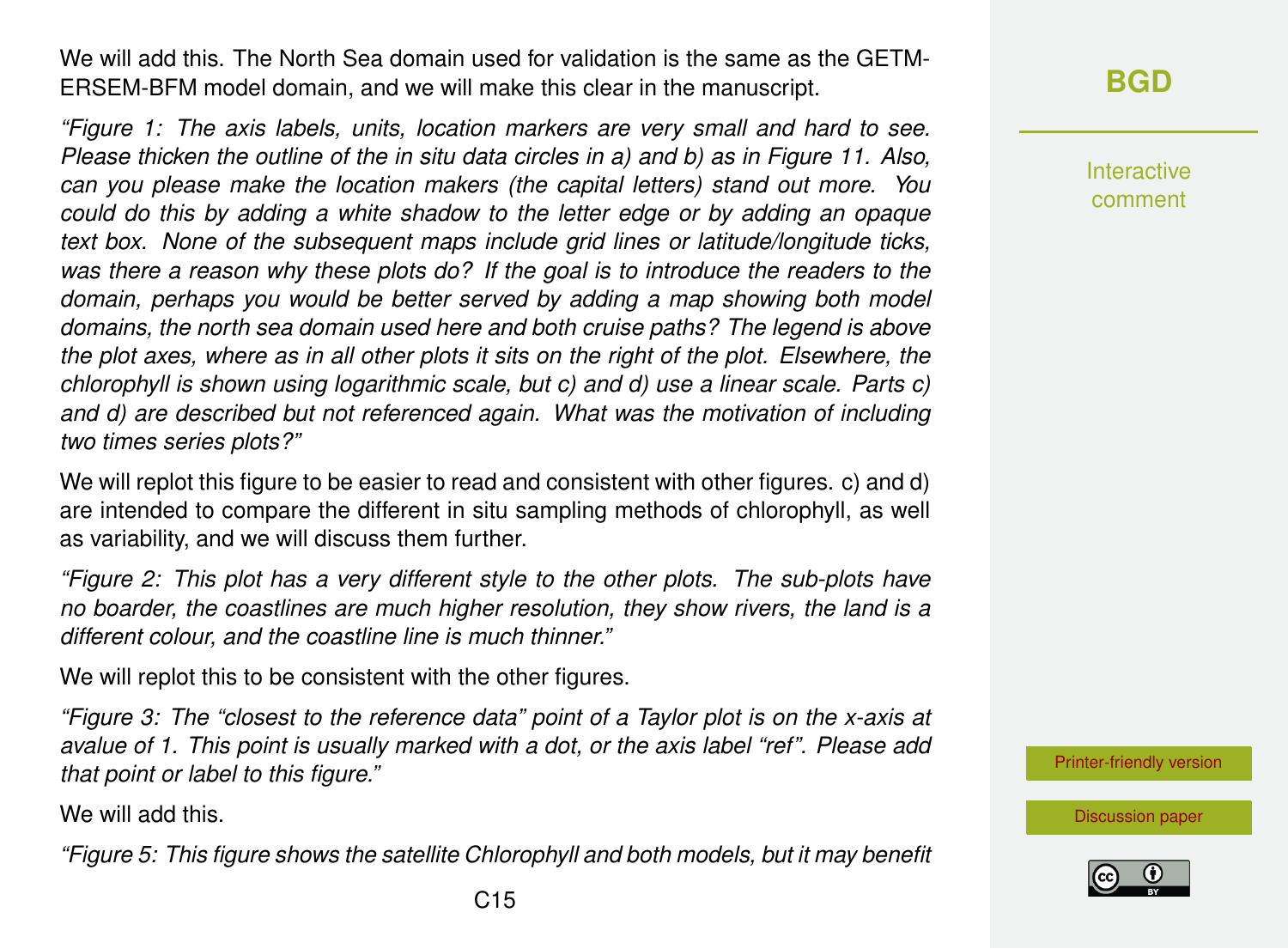We will add this. The North Sea domain used for validation is the same as the GETM-ERSEM-BFM model domain, and we will make this clear in the manuscript.

*"Figure 1: The axis labels, units, location markers are very small and hard to see. Please thicken the outline of the in situ data circles in a) and b) as in Figure 11. Also, can you please make the location makers (the capital letters) stand out more. You could do this by adding a white shadow to the letter edge or by adding an opaque text box. None of the subsequent maps include grid lines or latitude/longitude ticks, was there a reason why these plots do? If the goal is to introduce the readers to the domain, perhaps you would be better served by adding a map showing both model domains, the north sea domain used here and both cruise paths? The legend is above the plot axes, where as in all other plots it sits on the right of the plot. Elsewhere, the chlorophyll is shown using logarithmic scale, but c) and d) use a linear scale. Parts c) and d) are described but not referenced again. What was the motivation of including two times series plots?"*

We will replot this figure to be easier to read and consistent with other figures. c) and d) are intended to compare the different in situ sampling methods of chlorophyll, as well as variability, and we will discuss them further.

*"Figure 2: This plot has a very different style to the other plots. The sub-plots have no boarder, the coastlines are much higher resolution, they show rivers, the land is a different colour, and the coastline line is much thinner."*

We will replot this to be consistent with the other figures.

*"Figure 3: The "closest to the reference data" point of a Taylor plot is on the x-axis at avalue of 1. This point is usually marked with a dot, or the axis label "ref". Please add that point or label to this figure."*

We will add this.

*"Figure 5: This figure shows the satellite Chlorophyll and both models, but it may benefit*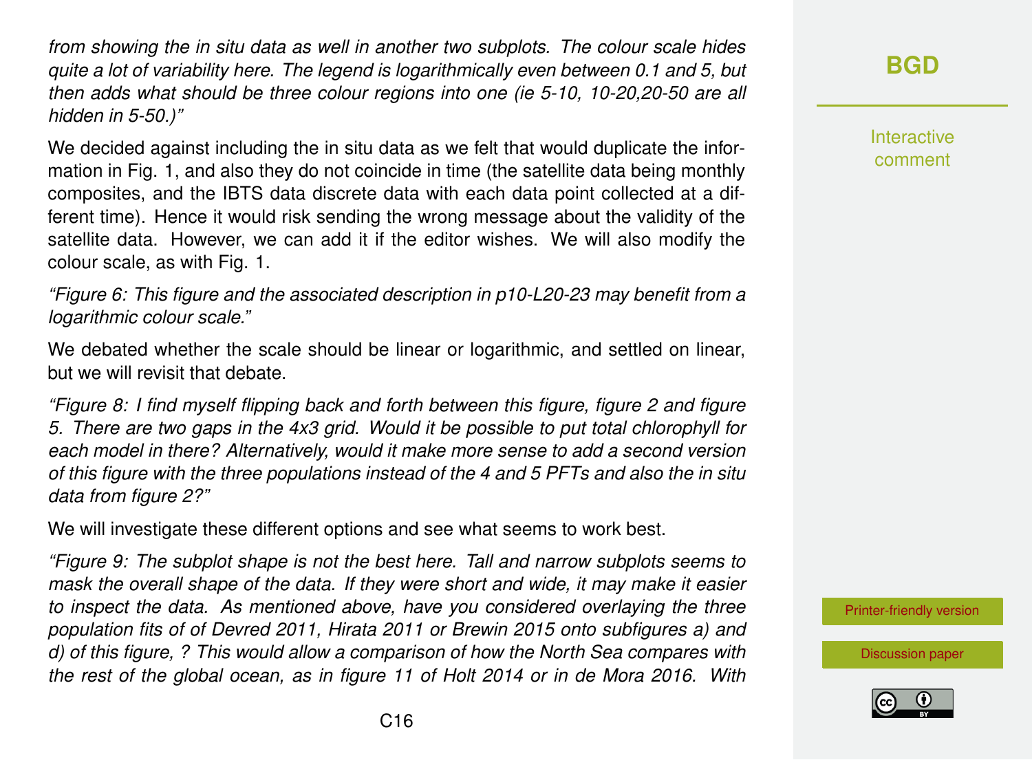*from showing the in situ data as well in another two subplots. The colour scale hides quite a lot of variability here. The legend is logarithmically even between 0.1 and 5, but then adds what should be three colour regions into one (ie 5-10, 10-20,20-50 are all hidden in 5-50.)"*

We decided against including the in situ data as we felt that would duplicate the information in Fig. 1, and also they do not coincide in time (the satellite data being monthly composites, and the IBTS data discrete data with each data point collected at a different time). Hence it would risk sending the wrong message about the validity of the satellite data. However, we can add it if the editor wishes. We will also modify the colour scale, as with Fig. 1.

*"Figure 6: This figure and the associated description in p10-L20-23 may benefit from a logarithmic colour scale."*

We debated whether the scale should be linear or logarithmic, and settled on linear, but we will revisit that debate.

*"Figure 8: I find myself flipping back and forth between this figure, figure 2 and figure 5. There are two gaps in the 4x3 grid. Would it be possible to put total chlorophyll for each model in there? Alternatively, would it make more sense to add a second version of this figure with the three populations instead of the 4 and 5 PFTs and also the in situ data from figure 2?"*

We will investigate these different options and see what seems to work best.

*"Figure 9: The subplot shape is not the best here. Tall and narrow subplots seems to mask the overall shape of the data. If they were short and wide, it may make it easier to inspect the data. As mentioned above, have you considered overlaying the three population fits of of Devred 2011, Hirata 2011 or Brewin 2015 onto subfigures a) and d) of this figure, ? This would allow a comparison of how the North Sea compares with the rest of the global ocean, as in figure 11 of Holt 2014 or in de Mora 2016. With*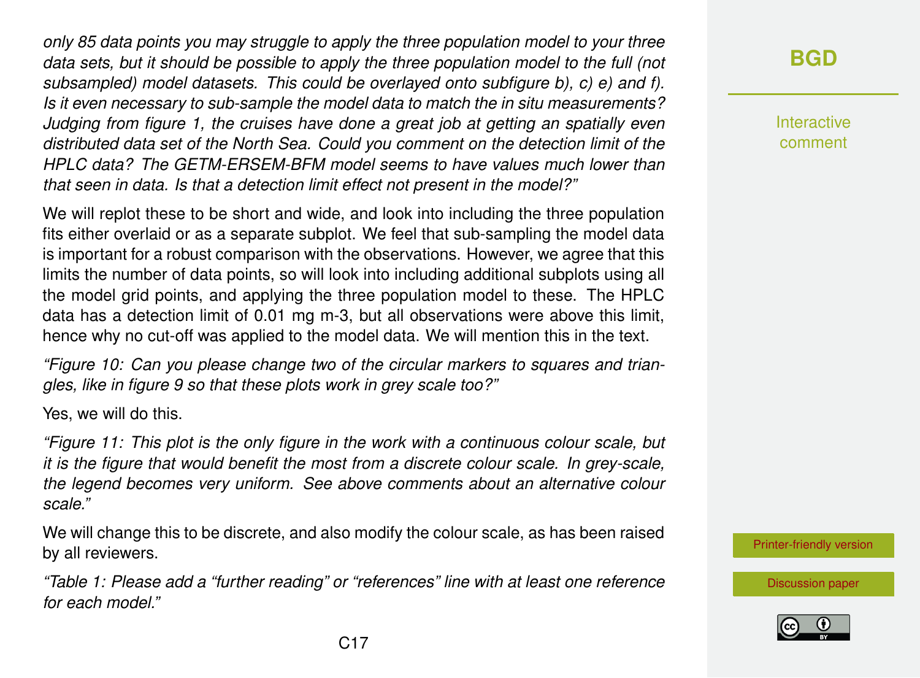*only 85 data points you may struggle to apply the three population model to your three data sets, but it should be possible to apply the three population model to the full (not subsampled) model datasets. This could be overlayed onto subfigure b), c) e) and f). Is it even necessary to sub-sample the model data to match the in situ measurements? Judging from figure 1, the cruises have done a great job at getting an spatially even distributed data set of the North Sea. Could you comment on the detection limit of the HPLC data? The GETM-ERSEM-BFM model seems to have values much lower than that seen in data. Is that a detection limit effect not present in the model?"*

We will replot these to be short and wide, and look into including the three population fits either overlaid or as a separate subplot. We feel that sub-sampling the model data is important for a robust comparison with the observations. However, we agree that this limits the number of data points, so will look into including additional subplots using all the model grid points, and applying the three population model to these. The HPLC data has a detection limit of 0.01 mg m-3, but all observations were above this limit, hence why no cut-off was applied to the model data. We will mention this in the text.

*"Figure 10: Can you please change two of the circular markers to squares and triangles, like in figure 9 so that these plots work in grey scale too?"*

Yes, we will do this.

*"Figure 11: This plot is the only figure in the work with a continuous colour scale, but it is the figure that would benefit the most from a discrete colour scale. In grey-scale, the legend becomes very uniform. See above comments about an alternative colour scale."*

We will change this to be discrete, and also modify the colour scale, as has been raised by all reviewers.

*"Table 1: Please add a "further reading" or "references" line with at least one reference for each model."*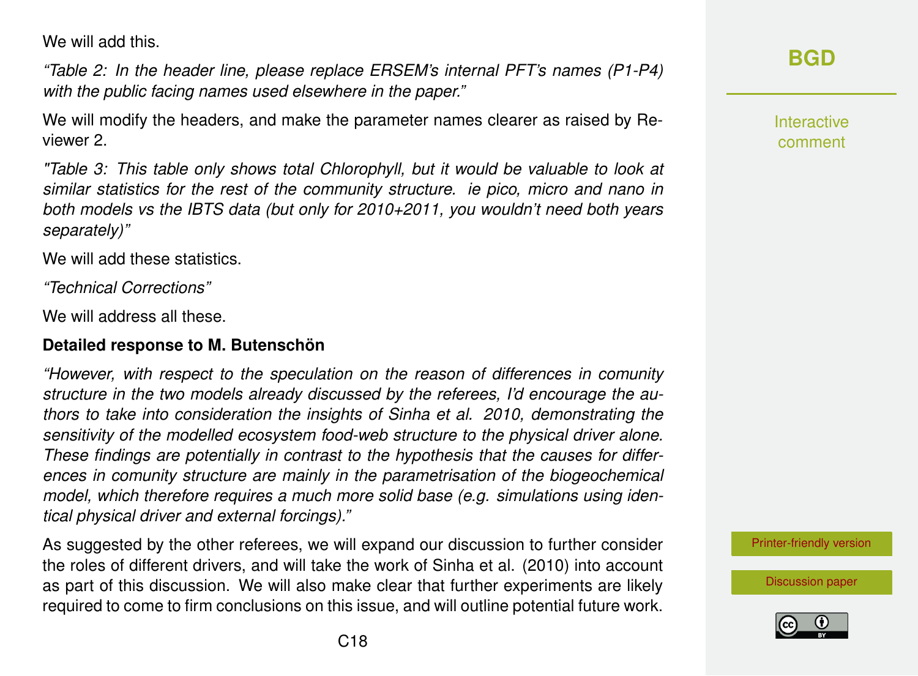We will add this.

*"Table 2: In the header line, please replace ERSEM's internal PFT's names (P1-P4) with the public facing names used elsewhere in the paper."*

We will modify the headers, and make the parameter names clearer as raised by Reviewer 2.

*"Table 3: This table only shows total Chlorophyll, but it would be valuable to look at similar statistics for the rest of the community structure. ie pico, micro and nano in both models vs the IBTS data (but only for 2010+2011, you wouldn't need both years separately)"*

We will add these statistics.

*"Technical Corrections"*

We will address all these.

**Detailed response to M. Butenschön**

*"However, with respect to the speculation on the reason of differences in comunity structure in the two models already discussed by the referees, I'd encourage the authors to take into consideration the insights of Sinha et al. 2010, demonstrating the sensitivity of the modelled ecosystem food-web structure to the physical driver alone. These findings are potentially in contrast to the hypothesis that the causes for differences in comunity structure are mainly in the parametrisation of the biogeochemical model, which therefore requires a much more solid base (e.g. simulations using identical physical driver and external forcings)."*

As suggested by the other referees, we will expand our discussion to further consider the roles of different drivers, and will take the work of Sinha et al. (2010) into account as part of this discussion. We will also make clear that further experiments are likely required to come to firm conclusions on this issue, and will outline potential future work.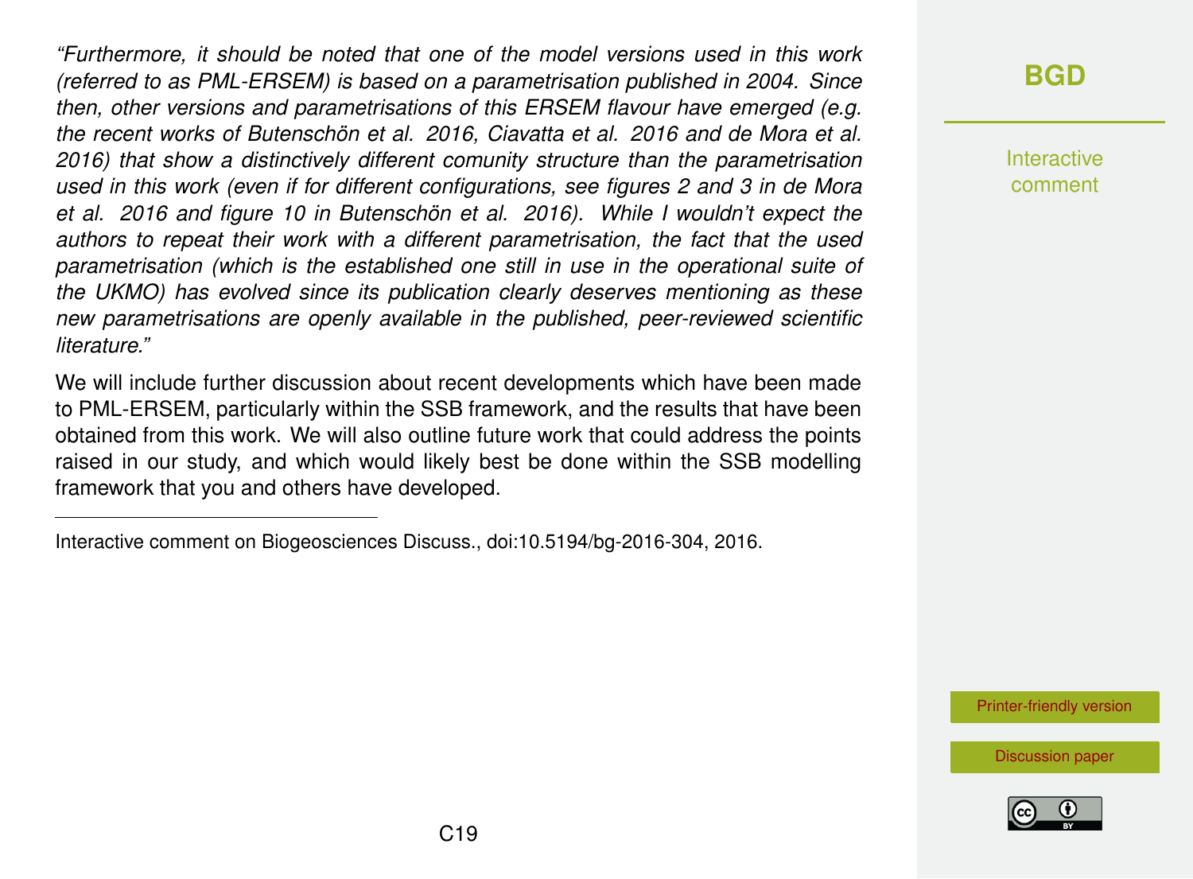*"Furthermore, it should be noted that one of the model versions used in this work (referred to as PML-ERSEM) is based on a parametrisation published in 2004. Since then, other versions and parametrisations of this ERSEM flavour have emerged (e.g. the recent works of Butenschön et al. 2016, Ciavatta et al. 2016 and de Mora et al. 2016) that show a distinctively different comunity structure than the parametrisation used in this work (even if for different configurations, see figures 2 and 3 in de Mora et al. 2016 and figure 10 in Butenschön et al. 2016). While I wouldn't expect the authors to repeat their work with a different parametrisation, the fact that the used parametrisation (which is the established one still in use in the operational suite of the UKMO) has evolved since its publication clearly deserves mentioning as these new parametrisations are openly available in the published, peer-reviewed scientific literature."*

We will include further discussion about recent developments which have been made to PML-ERSEM, particularly within the SSB framework, and the results that have been obtained from this work. We will also outline future work that could address the points raised in our study, and which would likely best be done within the SSB modelling framework that you and others have developed.

---

Interactive comment on Biogeosciences Discuss., doi:10.5194/bg-2016-304, 2016.